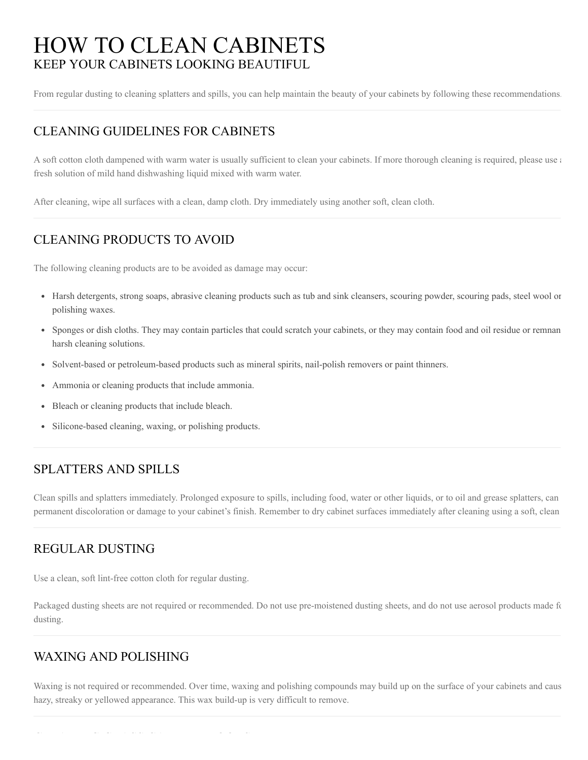# HOW TO CLEAN CABINETS

KEEP YOUR CABINETS LOOKING BEAUTIFUL

From regular dusting to cleaning splatters and spills, you can help maintain the beauty of your cabinets by following these recommendations.

## CLEANING GUIDELINES FOR CABINETS

A soft cotton cloth dampened with warm water is usually sufficient to clean your cabinets. If more thorough cleaning is required, please use a fresh solution of mild hand dishwashing liquid mixed with warm water.

After cleaning, wipe all surfaces with a clean, damp cloth. Dry immediately using another soft, clean cloth.

## CLEANING PRODUCTS TO AVOID

The following cleaning products are to be avoided as damage may occur:

- Harsh detergents, strong soaps, abrasive cleaning products such as tub and sink cleansers, scouring powder, scouring pads, steel wool or polishing waxes.
- Sponges or dish cloths. They may contain particles that could scratch your cabinets, or they may contain food and oil residue or remnan harsh cleaning solutions.
- Solvent-based or petroleum-based products such as mineral spirits, nail-polish removers or paint thinners.
- Ammonia or cleaning products that include ammonia.
- Bleach or cleaning products that include bleach.
- Silicone-based cleaning, waxing, or polishing products.

## SPLATTERS AND SPILLS

Clean spills and splatters immediately. Prolonged exposure to spills, including food, water or other liquids, or to oil and grease splatters, can permanent discoloration or damage to your cabinet's finish. Remember to dry cabinet surfaces immediately after cleaning using a soft, clean

## REGULAR DUSTING

Use a clean, soft lint-free cotton cloth for regular dusting.

Packaged dusting sheets are not required or recommended. Do not use pre-moistened dusting sheets, and do not use aerosol products made fo dusting.

## WAXING AND POLISHING

Waxing is not required or recommended. Over time, waxing and polishing compounds may build up on the surface of your cabinets and caus hazy, streaky or yellowed appearance. This wax build-up is very difficult to remove.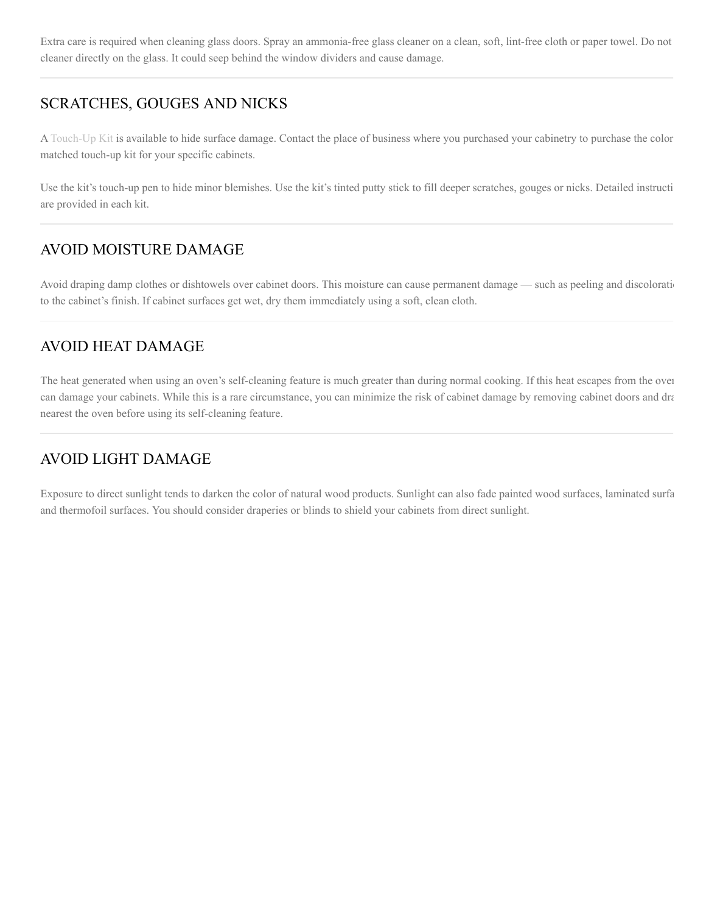Extra care is required when cleaning glass doors. Spray an ammonia-free glass cleaner on a clean, soft, lint-free cloth or paper towel. Do not cleaner directly on the glass. It could seep behind the window dividers and cause damage.

## SCRATCHES, GOUGES AND NICKS

A Touch-Up Kit is available to hide surface damage. Contact the place of business where you purchased your cabinetry to purchase the color matched touch-up kit for your specific cabinets.

Use the kit's touch-up pen to hide minor blemishes. Use the kit's tinted putty stick to fill deeper scratches, gouges or nicks. Detailed instructi are provided in each kit.

## AVOID MOISTURE DAMAGE

Avoid draping damp clothes or dishtowels over cabinet doors. This moisture can cause permanent damage — such as peeling and discolorati to the cabinet's finish. If cabinet surfaces get wet, dry them immediately using a soft, clean cloth.

## AVOID HEAT DAMAGE

The heat generated when using an oven's self-cleaning feature is much greater than during normal cooking. If this heat escapes from the oven can damage your cabinets. While this is a rare circumstance, you can minimize the risk of cabinet damage by removing cabinet doors and dra nearest the oven before using its self-cleaning feature.

## AVOID LIGHT DAMAGE

Exposure to direct sunlight tends to darken the color of natural wood products. Sunlight can also fade painted wood surfaces, laminated surfa and thermofoil surfaces. You should consider draperies or blinds to shield your cabinets from direct sunlight.